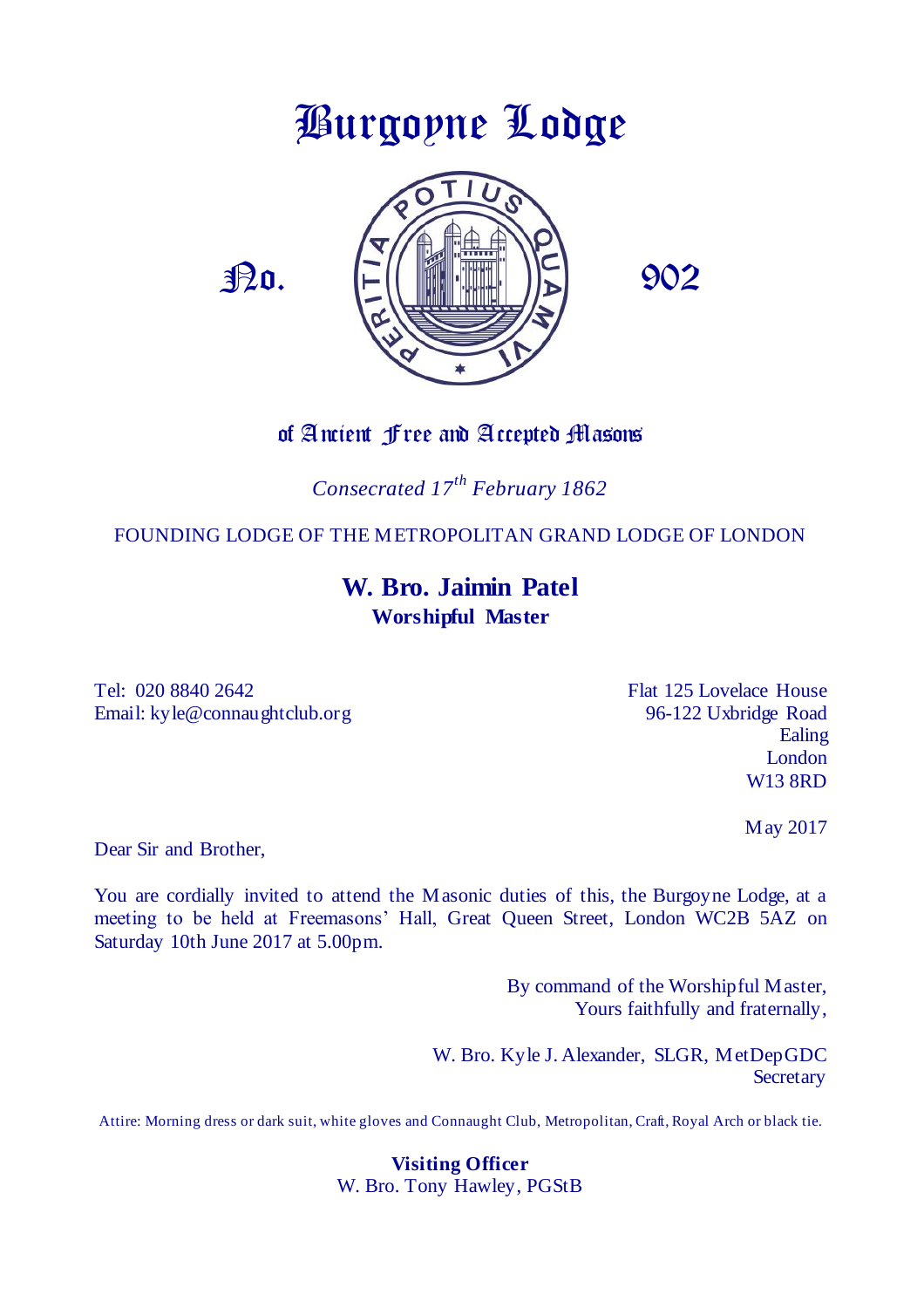# Burgoyne Lodge

No. 902

POTIUS QUAM VI PERITIA

of Ancient Free and Accepted Masons

*Consecrated 17th February 1862*

FOUNDING LODGE OF THE METROPOLITAN GRAND LODGE OF LONDON

**W. Bro. Jaimin Patel**
**Worshipful Master**

Tel: 020 8840 2642
Email: kyle@connaughtclub.org

Flat 125 Lovelace House
96-122 Uxbridge Road
Ealing
London
W13 8RD

May 2017

Dear Sir and Brother,

You are cordially invited to attend the Masonic duties of this, the Burgoyne Lodge, at a meeting to be held at Freemasons' Hall, Great Queen Street, London WC2B 5AZ on Saturday 10th June 2017 at 5.00pm.

By command of the Worshipful Master,
Yours faithfully and fraternally,

W. Bro. Kyle J. Alexander, SLGR, MetDepGDC
Secretary

Attire: Morning dress or dark suit, white gloves and Connaught Club, Metropolitan, Craft, Royal Arch or black tie.

**Visiting Officer**
W. Bro. Tony Hawley, PGStB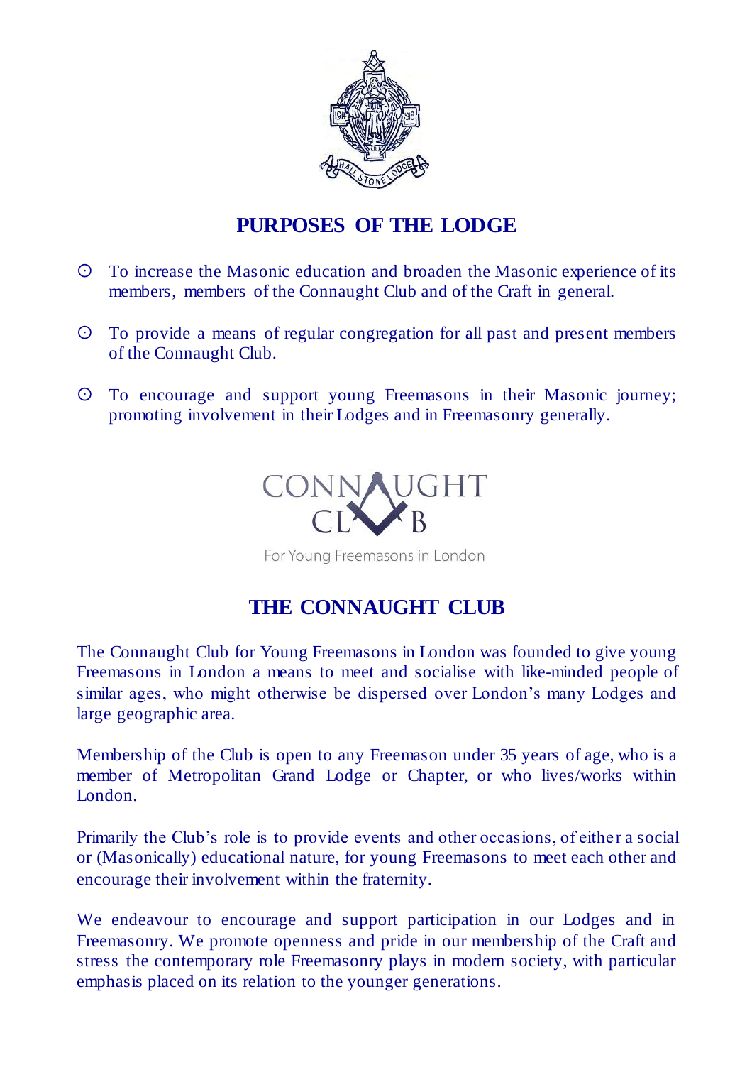## PURPOSES OF THE LODGE

- To increase the Masonic education and broaden the Masonic experience of its members, members of the Connaught Club and of the Craft in general.
- To provide a means of regular congregation for all past and present members of the Connaught Club.
- To encourage and support young Freemasons in their Masonic journey; promoting involvement in their Lodges and in Freemasonry generally.

CONNAUGHT CLUB

For Young Freemasons in London

## THE CONNAUGHT CLUB

The Connaught Club for Young Freemasons in London was founded to give young Freemasons in London a means to meet and socialise with like-minded people of similar ages, who might otherwise be dispersed over London's many Lodges and large geographic area.

Membership of the Club is open to any Freemason under 35 years of age, who is a member of Metropolitan Grand Lodge or Chapter, or who lives/works within London.

Primarily the Club's role is to provide events and other occasions, of either a social or (Masonically) educational nature, for young Freemasons to meet each other and encourage their involvement within the fraternity.

We endeavour to encourage and support participation in our Lodges and in Freemasonry. We promote openness and pride in our membership of the Craft and stress the contemporary role Freemasonry plays in modern society, with particular emphasis placed on its relation to the younger generations.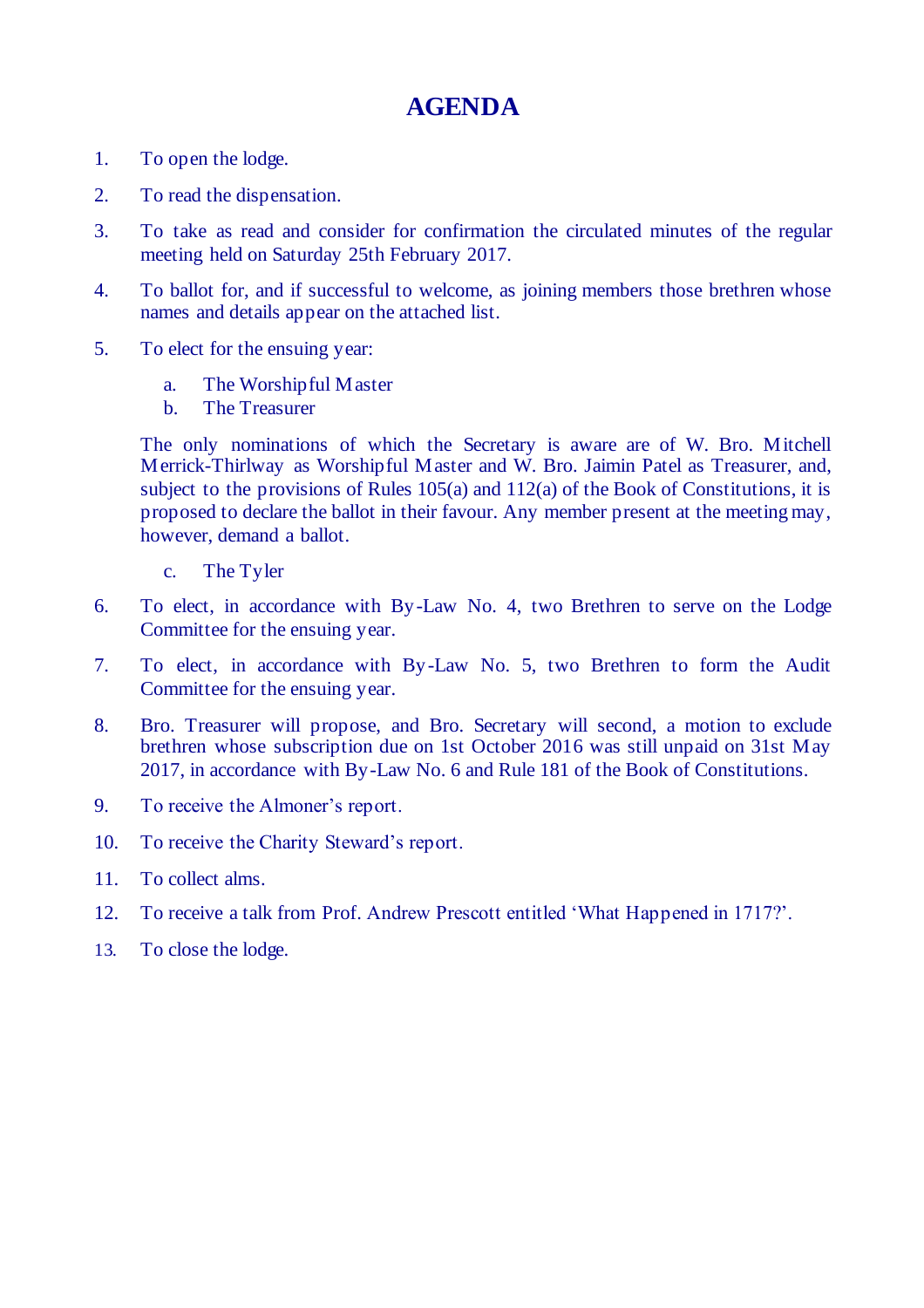# AGENDA

1. To open the lodge.

2. To read the dispensation.

3. To take as read and consider for confirmation the circulated minutes of the regular meeting held on Saturday 25th February 2017.

4. To ballot for, and if successful to welcome, as joining members those brethren whose names and details appear on the attached list.

5. To elect for the ensuing year:

   a. The Worshipful Master
   b. The Treasurer

   The only nominations of which the Secretary is aware are of W. Bro. Mitchell Merrick-Thirlway as Worshipful Master and W. Bro. Jaimin Patel as Treasurer, and, subject to the provisions of Rules 105(a) and 112(a) of the Book of Constitutions, it is proposed to declare the ballot in their favour. Any member present at the meeting may, however, demand a ballot.

   c. The Tyler

6. To elect, in accordance with By-Law No. 4, two Brethren to serve on the Lodge Committee for the ensuing year.

7. To elect, in accordance with By-Law No. 5, two Brethren to form the Audit Committee for the ensuing year.

8. Bro. Treasurer will propose, and Bro. Secretary will second, a motion to exclude brethren whose subscription due on 1st October 2016 was still unpaid on 31st May 2017, in accordance with By-Law No. 6 and Rule 181 of the Book of Constitutions.

9. To receive the Almoner's report.

10. To receive the Charity Steward's report.

11. To collect alms.

12. To receive a talk from Prof. Andrew Prescott entitled 'What Happened in 1717?'.

13. To close the lodge.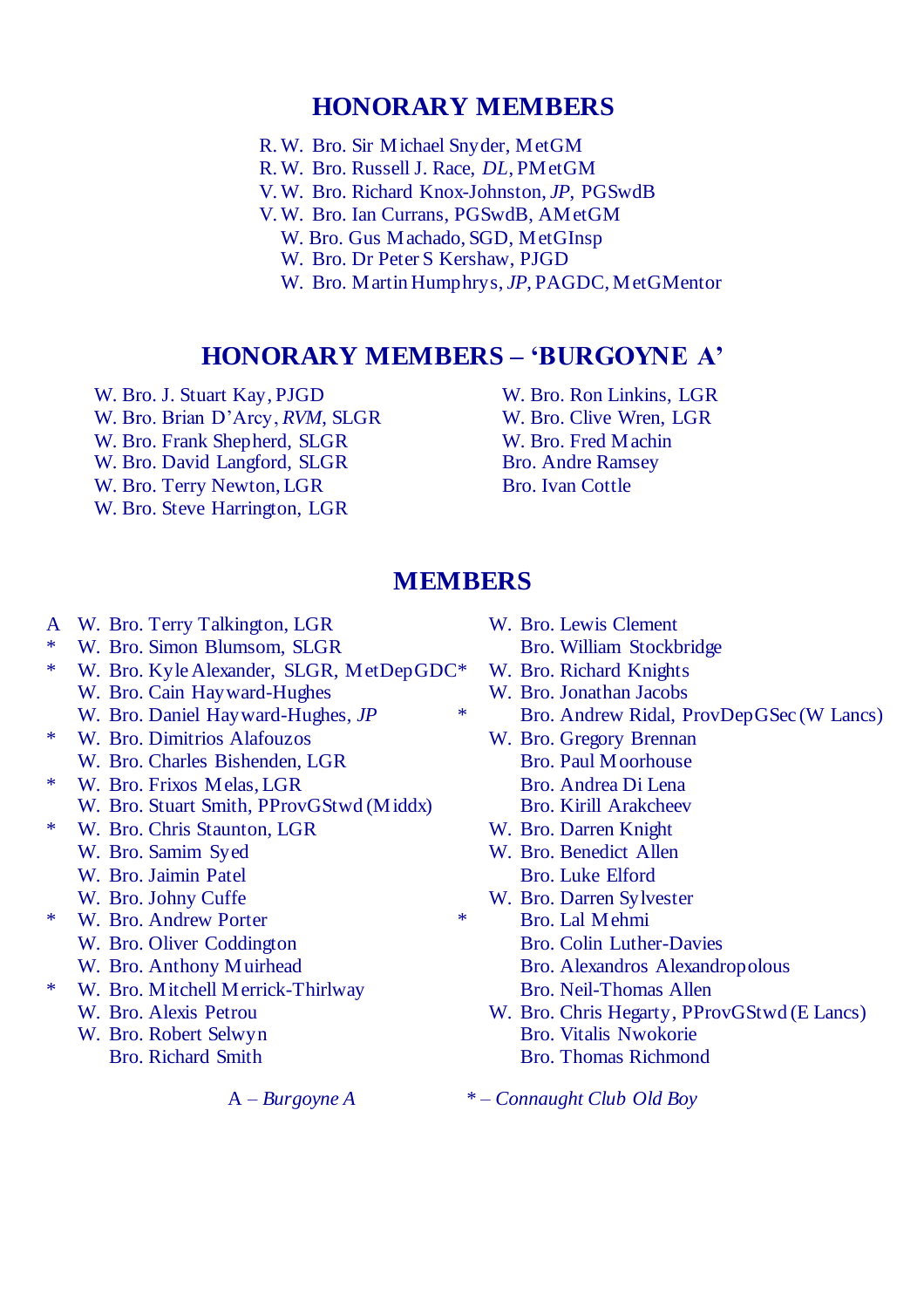## HONORARY MEMBERS

R. W. Bro. Sir Michael Snyder, MetGM
R. W. Bro. Russell J. Race, *DL*, PMetGM
V. W. Bro. Richard Knox-Johnston, *JP*, PGSwdB
V. W. Bro. Ian Currans, PGSwdB, AMetGM
W. Bro. Gus Machado, SGD, MetGInsp
W. Bro. Dr Peter S Kershaw, PJGD
W. Bro. Martin Humphrys, *JP*, PAGDC, MetGMentor

## HONORARY MEMBERS – 'BURGOYNE A'

W. Bro. J. Stuart Kay, PJGD
W. Bro. Brian D'Arcy, *RVM*, SLGR
W. Bro. Frank Shepherd, SLGR
W. Bro. David Langford, SLGR
W. Bro. Terry Newton, LGR
W. Bro. Steve Harrington, LGR
W. Bro. Ron Linkins, LGR
W. Bro. Clive Wren, LGR
W. Bro. Fred Machin
Bro. Andre Ramsey
Bro. Ivan Cottle

## MEMBERS

A W. Bro. Terry Talkington, LGR
\* W. Bro. Simon Blumsom, SLGR
\* W. Bro. Kyle Alexander, SLGR, MetDepGDC
W. Bro. Cain Hayward-Hughes
W. Bro. Daniel Hayward-Hughes, *JP*
\* W. Bro. Dimitrios Alafouzos
W. Bro. Charles Bishenden, LGR
\* W. Bro. Frixos Melas, LGR
W. Bro. Stuart Smith, PProvGStwd (Middx)
\* W. Bro. Chris Staunton, LGR
W. Bro. Samim Syed
W. Bro. Jaimin Patel
W. Bro. Johny Cuffe
\* W. Bro. Andrew Porter
W. Bro. Oliver Coddington
W. Bro. Anthony Muirhead
\* W. Bro. Mitchell Merrick-Thirlway
W. Bro. Alexis Petrou
W. Bro. Robert Selwyn
Bro. Richard Smith
\* W. Bro. Lewis Clement
Bro. William Stockbridge
W. Bro. Richard Knights
W. Bro. Jonathan Jacobs
\* Bro. Andrew Ridal, ProvDepGSec (W Lancs)
W. Bro. Gregory Brennan
Bro. Paul Moorhouse
Bro. Andrea Di Lena
Bro. Kirill Arakcheev
W. Bro. Darren Knight
W. Bro. Benedict Allen
Bro. Luke Elford
W. Bro. Darren Sylvester
\* Bro. Lal Mehmi
Bro. Colin Luther-Davies
Bro. Alexandros Alexandropolous
Bro. Neil-Thomas Allen
W. Bro. Chris Hegarty, PProvGStwd (E Lancs)
Bro. Vitalis Nwokorie
Bro. Thomas Richmond

A – *Burgoyne A* * – *Connaught Club Old Boy*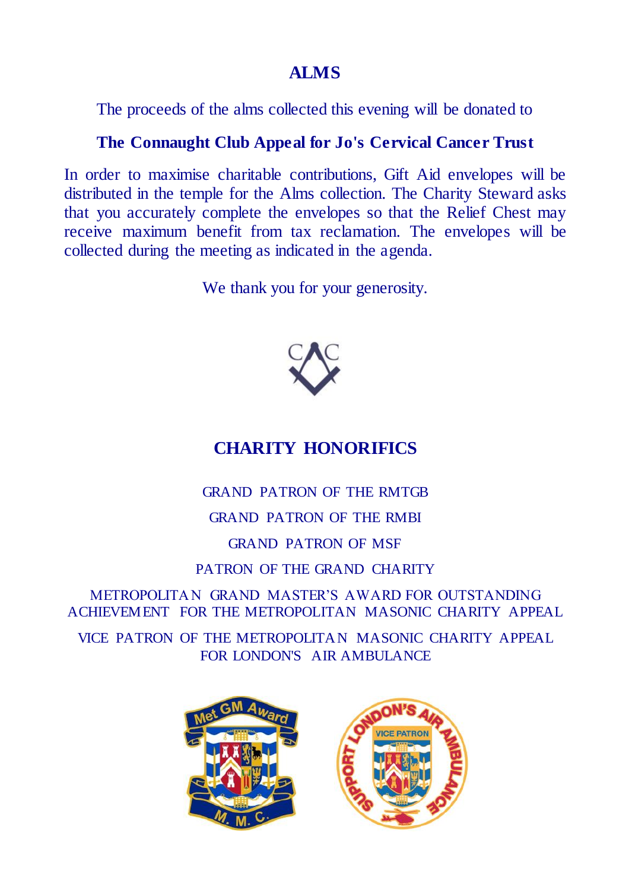## ALMS

The proceeds of the alms collected this evening will be donated to

**The Connaught Club Appeal for Jo's Cervical Cancer Trust**

In order to maximise charitable contributions, Gift Aid envelopes will be distributed in the temple for the Alms collection. The Charity Steward asks that you accurately complete the envelopes so that the Relief Chest may receive maximum benefit from tax reclamation. The envelopes will be collected during the meeting as indicated in the agenda.

We thank you for your generosity.

## CHARITY HONORIFICS

GRAND PATRON OF THE RMTGB

GRAND PATRON OF THE RMBI

GRAND PATRON OF MSF

PATRON OF THE GRAND CHARITY

METROPOLITAN GRAND MASTER'S AWARD FOR OUTSTANDING ACHIEVEMENT FOR THE METROPOLITAN MASONIC CHARITY APPEAL

VICE PATRON OF THE METROPOLITAN MASONIC CHARITY APPEAL FOR LONDON'S AIR AMBULANCE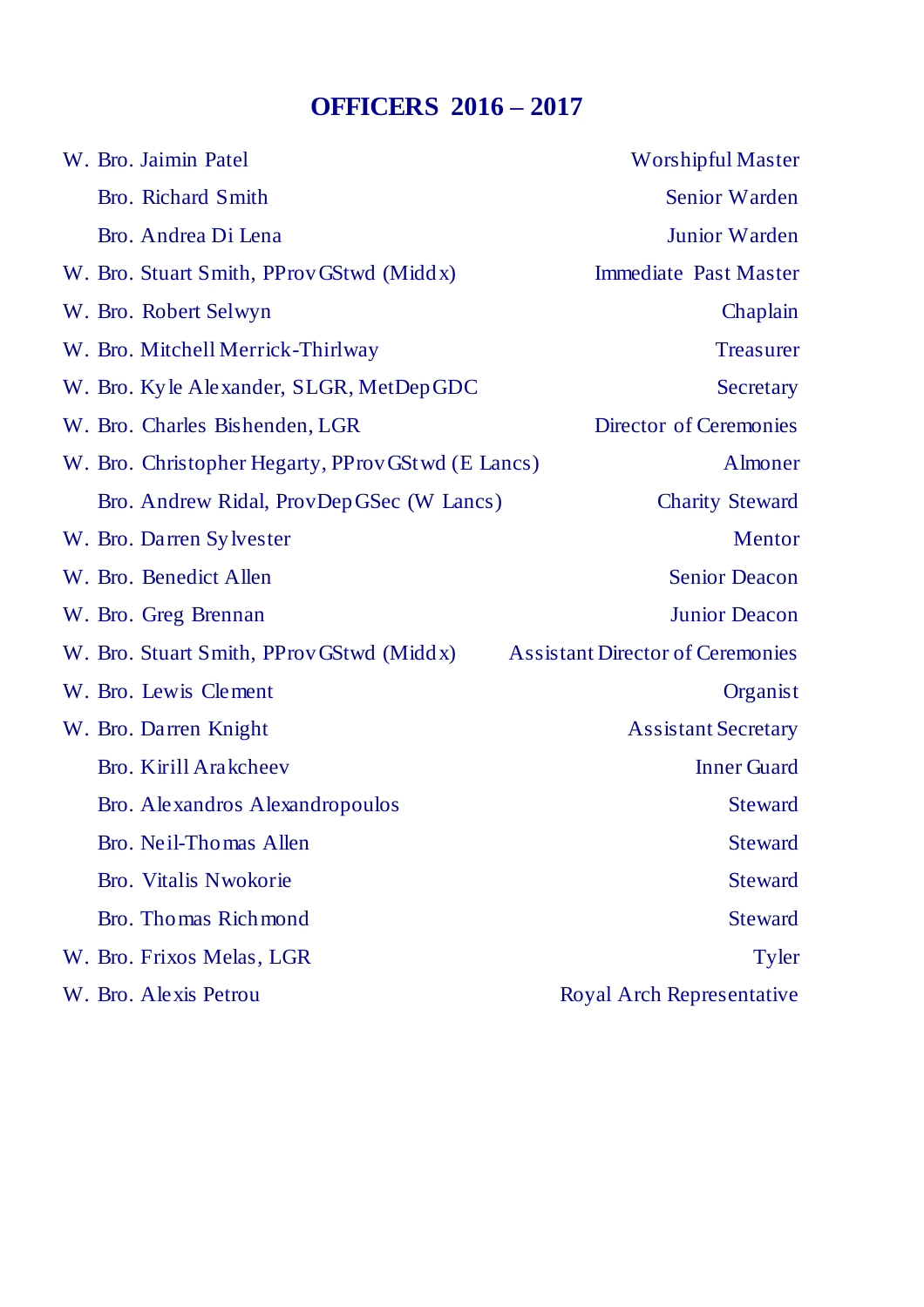## OFFICERS 2016 – 2017

| Name | Office |
|---|---|
| W. Bro. Jaimin Patel | Worshipful Master |
| Bro. Richard Smith | Senior Warden |
| Bro. Andrea Di Lena | Junior Warden |
| W. Bro. Stuart Smith, PProvGStwd (Middx) | Immediate Past Master |
| W. Bro. Robert Selwyn | Chaplain |
| W. Bro. Mitchell Merrick-Thirlway | Treasurer |
| W. Bro. Kyle Alexander, SLGR, MetDepGDC | Secretary |
| W. Bro. Charles Bishenden, LGR | Director of Ceremonies |
| W. Bro. Christopher Hegarty, PProvGStwd (E Lancs) | Almoner |
| Bro. Andrew Ridal, ProvDepGSec (W Lancs) | Charity Steward |
| W. Bro. Darren Sylvester | Mentor |
| W. Bro. Benedict Allen | Senior Deacon |
| W. Bro. Greg Brennan | Junior Deacon |
| W. Bro. Stuart Smith, PProvGStwd (Middx) | Assistant Director of Ceremonies |
| W. Bro. Lewis Clement | Organist |
| W. Bro. Darren Knight | Assistant Secretary |
| Bro. Kirill Arakcheev | Inner Guard |
| Bro. Alexandros Alexandropoulos | Steward |
| Bro. Neil-Thomas Allen | Steward |
| Bro. Vitalis Nwokorie | Steward |
| Bro. Thomas Richmond | Steward |
| W. Bro. Frixos Melas, LGR | Tyler |
| W. Bro. Alexis Petrou | Royal Arch Representative |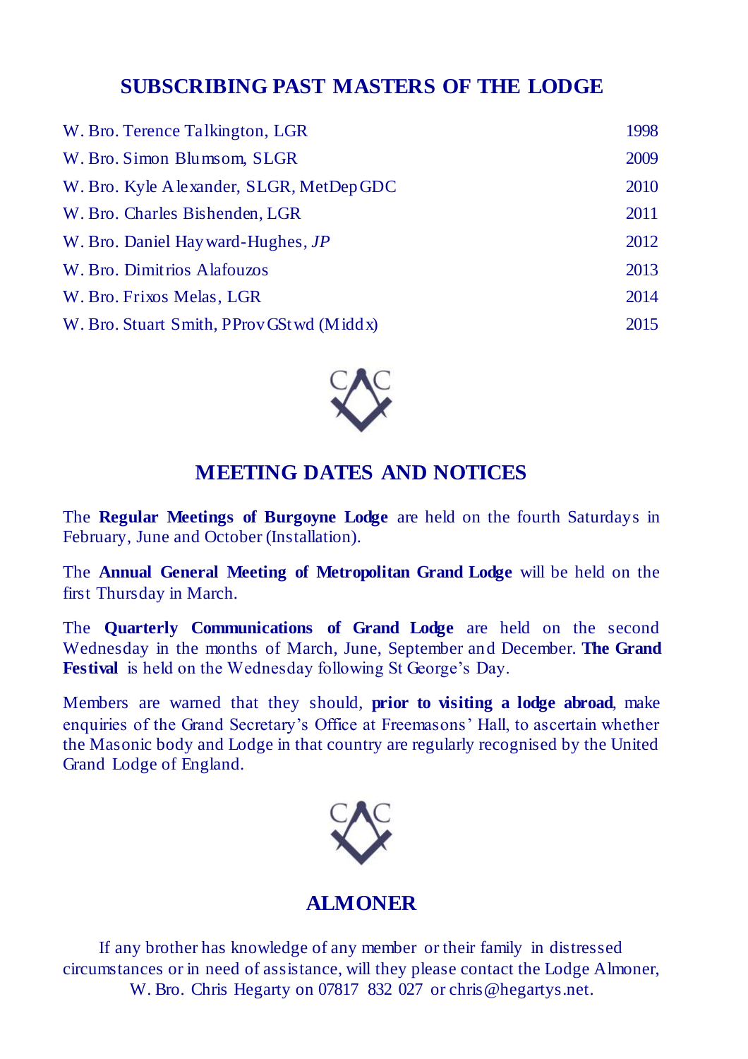## SUBSCRIBING PAST MASTERS OF THE LODGE

| | |
|---|---|
| W. Bro. Terence Talkington, LGR | 1998 |
| W. Bro. Simon Blumsom, SLGR | 2009 |
| W. Bro. Kyle Alexander, SLGR, MetDepGDC | 2010 |
| W. Bro. Charles Bishenden, LGR | 2011 |
| W. Bro. Daniel Hayward-Hughes, *JP* | 2012 |
| W. Bro. Dimitrios Alafouzos | 2013 |
| W. Bro. Frixos Melas, LGR | 2014 |
| W. Bro. Stuart Smith, PProvGStwd (Middx) | 2015 |

## MEETING DATES AND NOTICES

The **Regular Meetings of Burgoyne Lodge** are held on the fourth Saturdays in February, June and October (Installation).

The **Annual General Meeting of Metropolitan Grand Lodge** will be held on the first Thursday in March.

The **Quarterly Communications of Grand Lodge** are held on the second Wednesday in the months of March, June, September and December. **The Grand Festival** is held on the Wednesday following St George's Day.

Members are warned that they should, **prior to visiting a lodge abroad**, make enquiries of the Grand Secretary's Office at Freemasons' Hall, to ascertain whether the Masonic body and Lodge in that country are regularly recognised by the United Grand Lodge of England.

## ALMONER

If any brother has knowledge of any member or their family in distressed circumstances or in need of assistance, will they please contact the Lodge Almoner, W. Bro. Chris Hegarty on 07817 832 027 or chris@hegartys.net.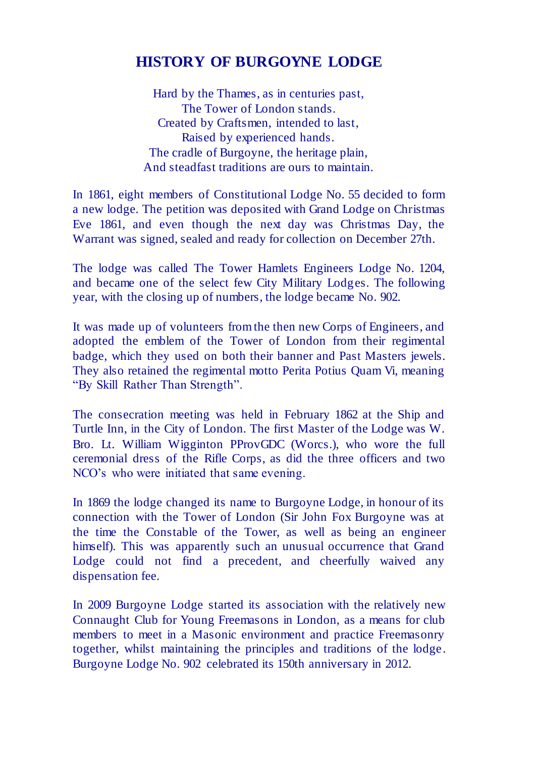# HISTORY OF BURGOYNE LODGE

Hard by the Thames, as in centuries past,
The Tower of London stands.
Created by Craftsmen, intended to last,
Raised by experienced hands.
The cradle of Burgoyne, the heritage plain,
And steadfast traditions are ours to maintain.

In 1861, eight members of Constitutional Lodge No. 55 decided to form a new lodge. The petition was deposited with Grand Lodge on Christmas Eve 1861, and even though the next day was Christmas Day, the Warrant was signed, sealed and ready for collection on December 27th.

The lodge was called The Tower Hamlets Engineers Lodge No. 1204, and became one of the select few City Military Lodges. The following year, with the closing up of numbers, the lodge became No. 902.

It was made up of volunteers from the then new Corps of Engineers, and adopted the emblem of the Tower of London from their regimental badge, which they used on both their banner and Past Masters jewels. They also retained the regimental motto Perita Potius Quam Vi, meaning "By Skill Rather Than Strength".

The consecration meeting was held in February 1862 at the Ship and Turtle Inn, in the City of London. The first Master of the Lodge was W. Bro. Lt. William Wigginton PProvGDC (Worcs.), who wore the full ceremonial dress of the Rifle Corps, as did the three officers and two NCO's who were initiated that same evening.

In 1869 the lodge changed its name to Burgoyne Lodge, in honour of its connection with the Tower of London (Sir John Fox Burgoyne was at the time the Constable of the Tower, as well as being an engineer himself). This was apparently such an unusual occurrence that Grand Lodge could not find a precedent, and cheerfully waived any dispensation fee.

In 2009 Burgoyne Lodge started its association with the relatively new Connaught Club for Young Freemasons in London, as a means for club members to meet in a Masonic environment and practice Freemasonry together, whilst maintaining the principles and traditions of the lodge. Burgoyne Lodge No. 902 celebrated its 150th anniversary in 2012.